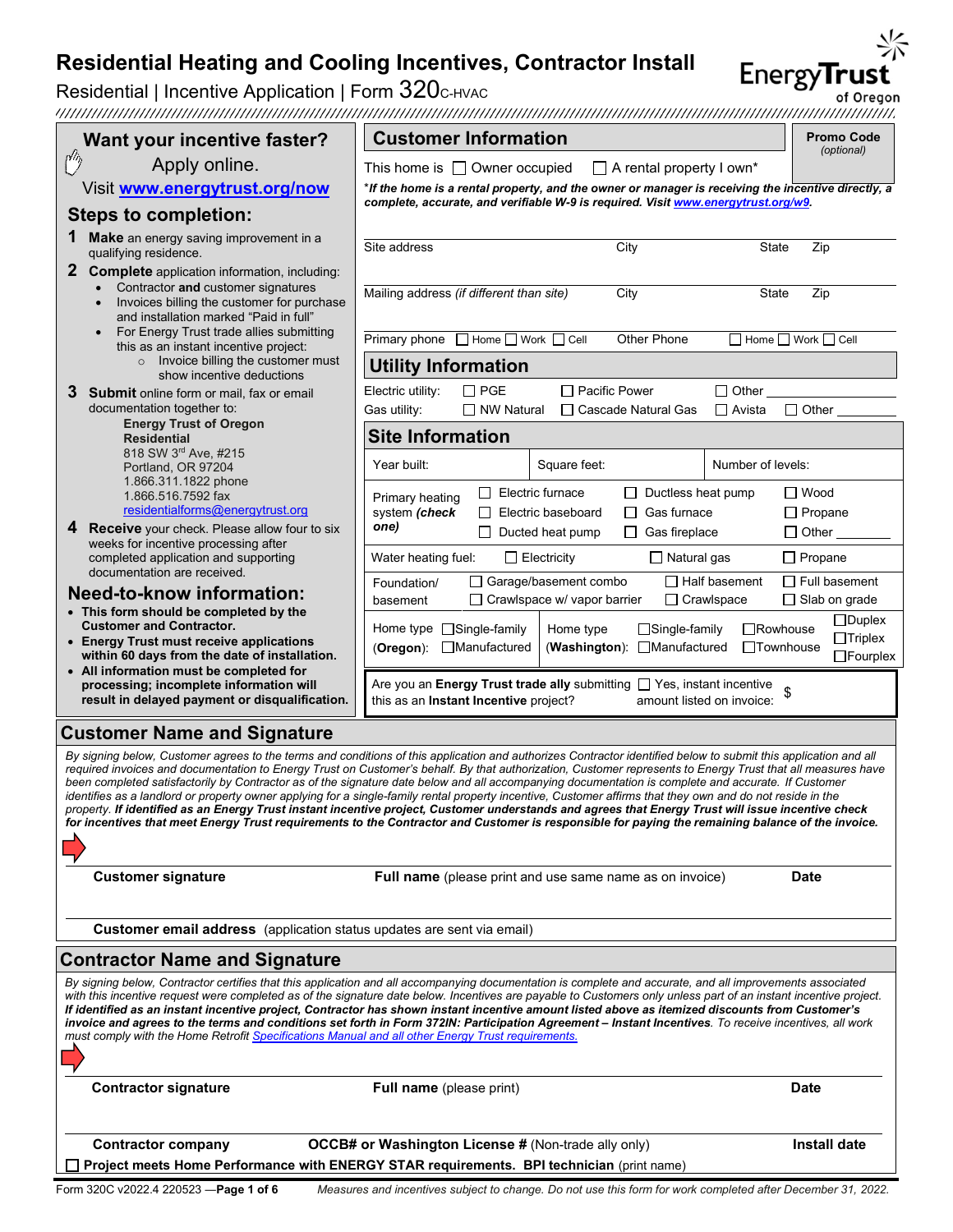# Residential Heating and Cooling Incentives, Contractor Install

Residential | Incentive Application | Form 320C-HVAC

Energy Trust of Oregon

## Want your incentive faster?

Apply online.

Visit **www.energytrust.org/now**

## Steps to completion:

1. **Make** an energy saving improvement in a qualifying residence.
2. **Complete** application information, including:
   - Contractor **and** customer signatures
   - Invoices billing the customer for purchase and installation marked "Paid in full"
   - For Energy Trust trade allies submitting this as an instant incentive project:
     - Invoice billing the customer must show incentive deductions
3. **Submit** online form or mail, fax or email documentation together to:
   
   **Energy Trust of Oregon**
   **Residential**
   818 SW 3rd Ave, #215
   Portland, OR 97204
   1.866.311.1822 phone
   1.866.516.7592 fax
   residentialforms@energytrust.org
4. **Receive** your check. Please allow four to six weeks for incentive processing after completed application and supporting documentation are received.

## Need-to-know information:

- **This form should be completed by the Customer and Contractor.**
- **Energy Trust must receive applications within 60 days from the date of installation.**
- **All information must be completed for processing; incomplete information will result in delayed payment or disqualification.**

## Customer Information

**Promo Code** *(optional)*

This home is ☐ Owner occupied ☐ A rental property I own*

*\*If the home is a rental property, and the owner or manager is receiving the incentive directly, a complete, accurate, and verifiable W-9 is required. Visit www.energytrust.org/w9.*

Site address | City | State | Zip

Mailing address *(if different than site)* | City | State | Zip

Primary phone ☐ Home ☐ Work ☐ Cell | Other Phone ☐ Home ☐ Work ☐ Cell

## Utility Information

Electric utility: ☐ PGE ☐ Pacific Power ☐ Other ______

Gas utility: ☐ NW Natural ☐ Cascade Natural Gas ☐ Avista ☐ Other ______

## Site Information

| Year built: | Square feet: | Number of levels: |
|---|---|---|

Primary heating system *(check one)*: ☐ Electric furnace ☐ Ductless heat pump ☐ Wood ☐ Electric baseboard ☐ Gas furnace ☐ Propane ☐ Ducted heat pump ☐ Gas fireplace ☐ Other ______

Water heating fuel: ☐ Electricity ☐ Natural gas ☐ Propane

Foundation/basement: ☐ Garage/basement combo ☐ Half basement ☐ Full basement ☐ Crawlspace w/ vapor barrier ☐ Crawlspace ☐ Slab on grade

Home type (**Oregon**): ☐ Single-family ☐ Manufactured

Home type (**Washington**): ☐ Single-family ☐ Manufactured ☐ Rowhouse ☐ Townhouse ☐ Duplex ☐ Triplex ☐ Fourplex

Are you an **Energy Trust trade ally** submitting this as an **Instant Incentive** project? ☐ Yes, instant incentive amount listed on invoice: $

## Customer Name and Signature

*By signing below, Customer agrees to the terms and conditions of this application and authorizes Contractor identified below to submit this application and all required invoices and documentation to Energy Trust on Customer's behalf. By that authorization, Customer represents to Energy Trust that all measures have been completed satisfactorily by Contractor as of the signature date below and all accompanying documentation is complete and accurate. If Customer identifies as a landlord or property owner applying for a single-family rental property incentive, Customer affirms that they own and do not reside in the property.* ***If identified as an Energy Trust instant incentive project, Customer understands and agrees that Energy Trust will issue incentive check for incentives that meet Energy Trust requirements to the Contractor and Customer is responsible for paying the remaining balance of the invoice.***

**Customer signature** | **Full name** (please print and use same name as on invoice) | **Date**

**Customer email address** (application status updates are sent via email)

## Contractor Name and Signature

*By signing below, Contractor certifies that this application and all accompanying documentation is complete and accurate, and all improvements associated with this incentive request were completed as of the signature date below. Incentives are payable to Customers only unless part of an instant incentive project.* ***If identified as an instant incentive project, Contractor has shown instant incentive amount listed above as itemized discounts from Customer's invoice and agrees to the terms and conditions set forth in Form 372IN: Participation Agreement – Instant Incentives****. To receive incentives, all work must comply with the Home Retrofit Specifications Manual and all other Energy Trust requirements.*

**Contractor signature** | **Full name** (please print) | **Date**

**Contractor company** | **OCCB# or Washington License #** (Non-trade ally only) | **Install date**

☐ **Project meets Home Performance with ENERGY STAR requirements. BPI technician** (print name)

Form 320C v2022.4 220523 *Measures and incentives subject to change. Do not use this form for work completed after December 31, 2022.*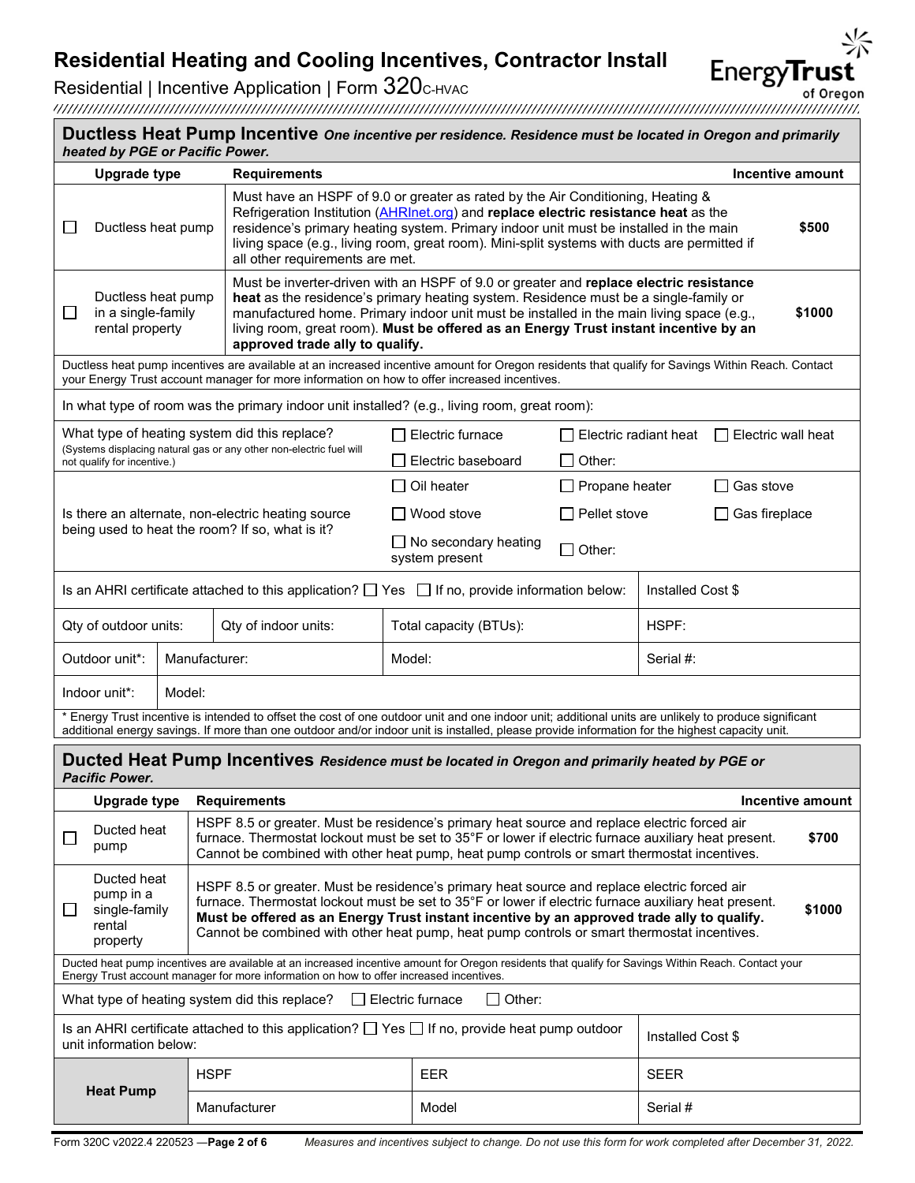# Residential Heating and Cooling Incentives, Contractor Install

Residential | Incentive Application | Form 320C-HVAC

## Ductless Heat Pump Incentive *One incentive per residence. Residence must be located in Oregon and primarily heated by PGE or Pacific Power.*

| | Upgrade type | Requirements | Incentive amount |
|---|---|---|---|
| ☐ | Ductless heat pump | Must have an HSPF of 9.0 or greater as rated by the Air Conditioning, Heating & Refrigeration Institution (AHRInet.org) and **replace electric resistance heat** as the residence's primary heating system. Primary indoor unit must be installed in the main living space (e.g., living room, great room). Mini-split systems with ducts are permitted if all other requirements are met. | **$500** |
| ☐ | Ductless heat pump in a single-family rental property | Must be inverter-driven with an HSPF of 9.0 or greater and **replace electric resistance heat** as the residence's primary heating system. Residence must be a single-family or manufactured home. Primary indoor unit must be installed in the main living space (e.g., living room, great room). **Must be offered as an Energy Trust instant incentive by an approved trade ally to qualify.** | **$1000** |

Ductless heat pump incentives are available at an increased incentive amount for Oregon residents that qualify for Savings Within Reach. Contact your Energy Trust account manager for more information on how to offer increased incentives.

In what type of room was the primary indoor unit installed? (e.g., living room, great room):

What type of heating system did this replace? (Systems displacing natural gas or any other non-electric fuel will not qualify for incentive.)
☐ Electric furnace ☐ Electric radiant heat ☐ Electric wall heat ☐ Electric baseboard ☐ Other:

Is there an alternate, non-electric heating source being used to heat the room? If so, what is it?
☐ Oil heater ☐ Propane heater ☐ Gas stove ☐ Wood stove ☐ Pellet stove ☐ Gas fireplace ☐ No secondary heating system present ☐ Other:

| Is an AHRI certificate attached to this application? ☐ Yes ☐ If no, provide information below: | | | Installed Cost $ |
|---|---|---|---|
| Qty of outdoor units: | Qty of indoor units: | Total capacity (BTUs): | HSPF: |
| Outdoor unit*: | Manufacturer: | Model: | Serial #: |
| Indoor unit*: | Model: | | |

\* Energy Trust incentive is intended to offset the cost of one outdoor unit and one indoor unit; additional units are unlikely to produce significant additional energy savings. If more than one outdoor and/or indoor unit is installed, please provide information for the highest capacity unit.

## Ducted Heat Pump Incentives *Residence must be located in Oregon and primarily heated by PGE or Pacific Power.*

| | Upgrade type | Requirements | Incentive amount |
|---|---|---|---|
| ☐ | Ducted heat pump | HSPF 8.5 or greater. Must be residence's primary heat source and replace electric forced air furnace. Thermostat lockout must be set to 35°F or lower if electric furnace auxiliary heat present. Cannot be combined with other heat pump, heat pump controls or smart thermostat incentives. | **$700** |
| ☐ | Ducted heat pump in a single-family rental property | HSPF 8.5 or greater. Must be residence's primary heat source and replace electric forced air furnace. Thermostat lockout must be set to 35°F or lower if electric furnace auxiliary heat present. **Must be offered as an Energy Trust instant incentive by an approved trade ally to qualify.** Cannot be combined with other heat pump, heat pump controls or smart thermostat incentives. | **$1000** |

Ducted heat pump incentives are available at an increased incentive amount for Oregon residents that qualify for Savings Within Reach. Contact your Energy Trust account manager for more information on how to offer increased incentives.

What type of heating system did this replace? ☐ Electric furnace ☐ Other:

| Is an AHRI certificate attached to this application? ☐ Yes ☐ If no, provide heat pump outdoor unit information below: | | | Installed Cost $ |
|---|---|---|---|
| **Heat Pump** | HSPF | EER | SEER |
| | Manufacturer | Model | Serial # |

Form 320C v2022.4 220523 — *Measures and incentives subject to change. Do not use this form for work completed after December 31, 2022.*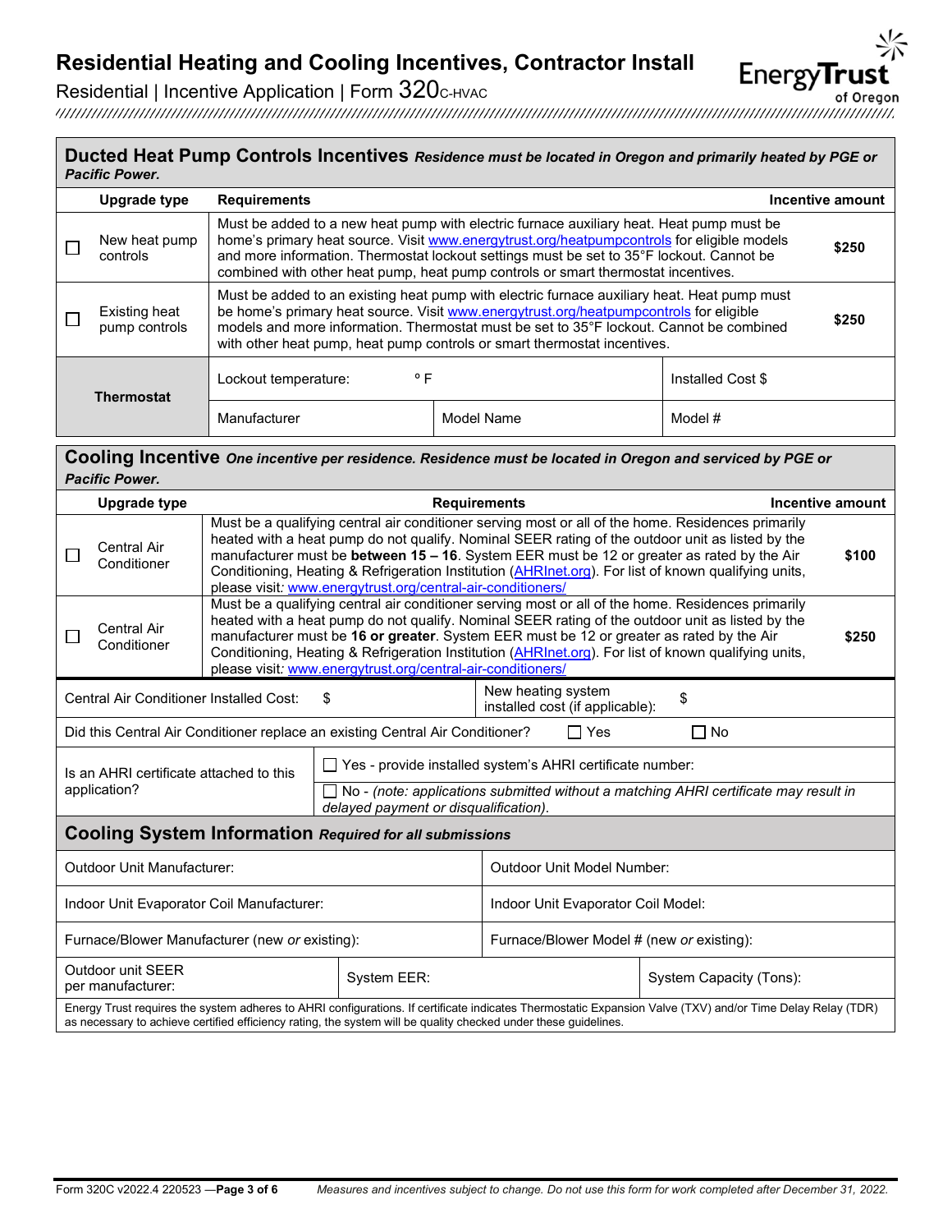# Residential Heating and Cooling Incentives, Contractor Install

Residential | Incentive Application | Form 320C-HVAC

## Ducted Heat Pump Controls Incentives *Residence must be located in Oregon and primarily heated by PGE or Pacific Power.*

| | Upgrade type | Requirements | | Incentive amount |
|---|---|---|---|---|
| ☐ | New heat pump controls | Must be added to a new heat pump with electric furnace auxiliary heat. Heat pump must be home's primary heat source. Visit www.energytrust.org/heatpumpcontrols for eligible models and more information. Thermostat lockout settings must be set to 35°F lockout. Cannot be combined with other heat pump, heat pump controls or smart thermostat incentives. | | $250 |
| ☐ | Existing heat pump controls | Must be added to an existing heat pump with electric furnace auxiliary heat. Heat pump must be home's primary heat source. Visit www.energytrust.org/heatpumpcontrols for eligible models and more information. Thermostat must be set to 35°F lockout. Cannot be combined with other heat pump, heat pump controls or smart thermostat incentives. | | $250 |
| **Thermostat** | | Lockout temperature: °F | | Installed Cost $ |
| | | Manufacturer | Model Name | Model # |

## Cooling Incentive *One incentive per residence. Residence must be located in Oregon and serviced by PGE or Pacific Power.*

| | Upgrade type | Requirements | Incentive amount |
|---|---|---|---|
| ☐ | Central Air Conditioner | Must be a qualifying central air conditioner serving most or all of the home. Residences primarily heated with a heat pump do not qualify. Nominal SEER rating of the outdoor unit as listed by the manufacturer must be **between 15 – 16**. System EER must be 12 or greater as rated by the Air Conditioning, Heating & Refrigeration Institution (AHRInet.org). For list of known qualifying units, please visit*:* www.energytrust.org/central-air-conditioners/ | $100 |
| ☐ | Central Air Conditioner | Must be a qualifying central air conditioner serving most or all of the home. Residences primarily heated with a heat pump do not qualify. Nominal SEER rating of the outdoor unit as listed by the manufacturer must be **16 or greater**. System EER must be 12 or greater as rated by the Air Conditioning, Heating & Refrigeration Institution (AHRInet.org). For list of known qualifying units, please visit*:* www.energytrust.org/central-air-conditioners/ | $250 |

| | |
|---|---|
| Central Air Conditioner Installed Cost: $ | New heating system installed cost (if applicable): $ |

Did this Central Air Conditioner replace an existing Central Air Conditioner? ☐ Yes ☐ No

| | |
|---|---|
| Is an AHRI certificate attached to this application? | ☐ Yes - provide installed system's AHRI certificate number: |
| | ☐ No - *(note: applications submitted without a matching AHRI certificate may result in delayed payment or disqualification).* |

## Cooling System Information *Required for all submissions*

| | | |
|---|---|---|
| Outdoor Unit Manufacturer: | | Outdoor Unit Model Number: |
| Indoor Unit Evaporator Coil Manufacturer: | | Indoor Unit Evaporator Coil Model: |
| Furnace/Blower Manufacturer (new *or* existing): | | Furnace/Blower Model # (new *or* existing): |
| Outdoor unit SEER per manufacturer: | System EER: | System Capacity (Tons): |

Energy Trust requires the system adheres to AHRI configurations. If certificate indicates Thermostatic Expansion Valve (TXV) and/or Time Delay Relay (TDR) as necessary to achieve certified efficiency rating, the system will be quality checked under these guidelines.

*Measures and incentives subject to change. Do not use this form for work completed after December 31, 2022.*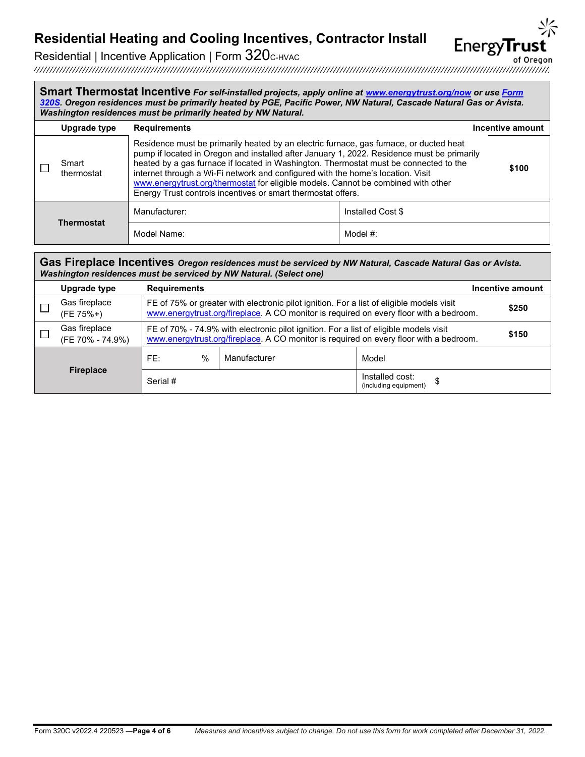# Residential Heating and Cooling Incentives, Contractor Install

Residential | Incentive Application | Form 320C-HVAC

## Smart Thermostat Incentive *For self-installed projects, apply online at www.energytrust.org/now or use Form 320S. Oregon residences must be primarily heated by PGE, Pacific Power, NW Natural, Cascade Natural Gas or Avista. Washington residences must be primarily heated by NW Natural.*

| | Upgrade type | Requirements | Incentive amount |
|---|---|---|---|
| ☐ | Smart thermostat | Residence must be primarily heated by an electric furnace, gas furnace, or ducted heat pump if located in Oregon and installed after January 1, 2022. Residence must be primarily heated by a gas furnace if located in Washington. Thermostat must be connected to the internet through a Wi-Fi network and configured with the home's location. Visit www.energytrust.org/thermostat for eligible models. Cannot be combined with other Energy Trust controls incentives or smart thermostat offers. | **$100** |

| **Thermostat** | Manufacturer: | Installed Cost $ |
|---|---|---|
| | Model Name: | Model #: |

## Gas Fireplace Incentives *Oregon residences must be serviced by NW Natural, Cascade Natural Gas or Avista. Washington residences must be serviced by NW Natural. (Select one)*

| | Upgrade type | Requirements | Incentive amount |
|---|---|---|---|
| ☐ | Gas fireplace (FE 75%+) | FE of 75% or greater with electronic pilot ignition. For a list of eligible models visit www.energytrust.org/fireplace. A CO monitor is required on every floor with a bedroom. | **$250** |
| ☐ | Gas fireplace (FE 70% - 74.9%) | FE of 70% - 74.9% with electronic pilot ignition. For a list of eligible models visit www.energytrust.org/fireplace. A CO monitor is required on every floor with a bedroom. | **$150** |

| **Fireplace** | FE: % | Manufacturer | Model |
|---|---|---|---|
| | Serial # | | Installed cost: (including equipment) $ |

Form 320C v2022.4 220523 — *Measures and incentives subject to change. Do not use this form for work completed after December 31, 2022.*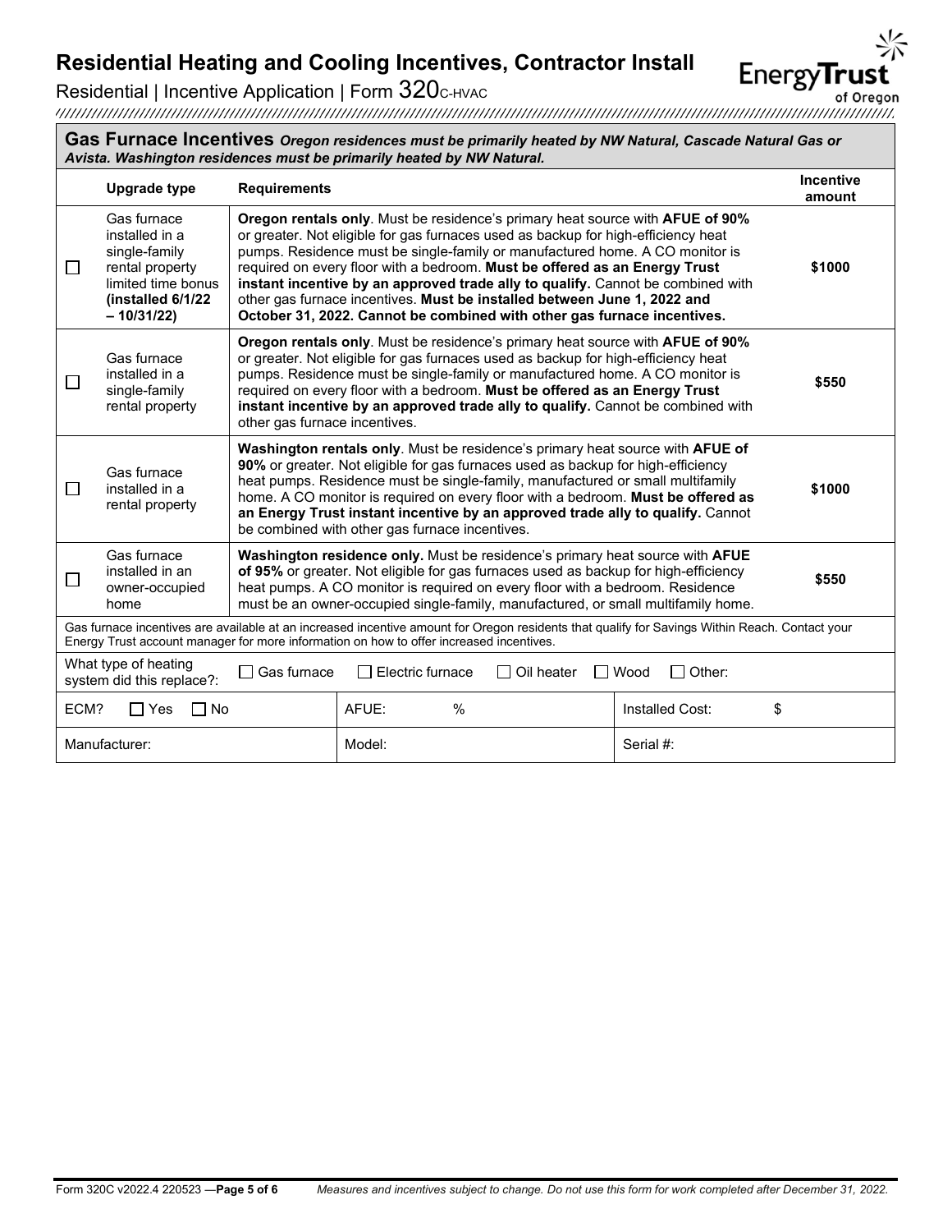# Residential Heating and Cooling Incentives, Contractor Install

Residential | Incentive Application | Form 320C-HVAC

## Gas Furnace Incentives *Oregon residences must be primarily heated by NW Natural, Cascade Natural Gas or Avista. Washington residences must be primarily heated by NW Natural.*

| | Upgrade type | Requirements | Incentive amount |
|---|---|---|---|
| ☐ | Gas furnace installed in a single-family rental property limited time bonus **(installed 6/1/22 – 10/31/22)** | **Oregon rentals only**. Must be residence's primary heat source with **AFUE of 90%** or greater. Not eligible for gas furnaces used as backup for high-efficiency heat pumps. Residence must be single-family or manufactured home. A CO monitor is required on every floor with a bedroom. **Must be offered as an Energy Trust instant incentive by an approved trade ally to qualify.** Cannot be combined with other gas furnace incentives. **Must be installed between June 1, 2022 and October 31, 2022. Cannot be combined with other gas furnace incentives.** | **\$1000** |
| ☐ | Gas furnace installed in a single-family rental property | **Oregon rentals only**. Must be residence's primary heat source with **AFUE of 90%** or greater. Not eligible for gas furnaces used as backup for high-efficiency heat pumps. Residence must be single-family or manufactured home. A CO monitor is required on every floor with a bedroom. **Must be offered as an Energy Trust instant incentive by an approved trade ally to qualify.** Cannot be combined with other gas furnace incentives. | **\$550** |
| ☐ | Gas furnace installed in a rental property | **Washington rentals only**. Must be residence's primary heat source with **AFUE of 90%** or greater. Not eligible for gas furnaces used as backup for high-efficiency heat pumps. Residence must be single-family, manufactured or small multifamily home. A CO monitor is required on every floor with a bedroom. **Must be offered as an Energy Trust instant incentive by an approved trade ally to qualify.** Cannot be combined with other gas furnace incentives. | **\$1000** |
| ☐ | Gas furnace installed in an owner-occupied home | **Washington residence only.** Must be residence's primary heat source with **AFUE of 95%** or greater. Not eligible for gas furnaces used as backup for high-efficiency heat pumps. A CO monitor is required on every floor with a bedroom. Residence must be an owner-occupied single-family, manufactured, or small multifamily home. | **\$550** |

Gas furnace incentives are available at an increased incentive amount for Oregon residents that qualify for Savings Within Reach. Contact your Energy Trust account manager for more information on how to offer increased incentives.

What type of heating system did this replace?: ☐ Gas furnace ☐ Electric furnace ☐ Oil heater ☐ Wood ☐ Other:

| ECM? ☐ Yes ☐ No | AFUE: % | Installed Cost: $ |
|---|---|---|
| Manufacturer: | Model: | Serial #: |

Measures and incentives subject to change. Do not use this form for work completed after December 31, 2022.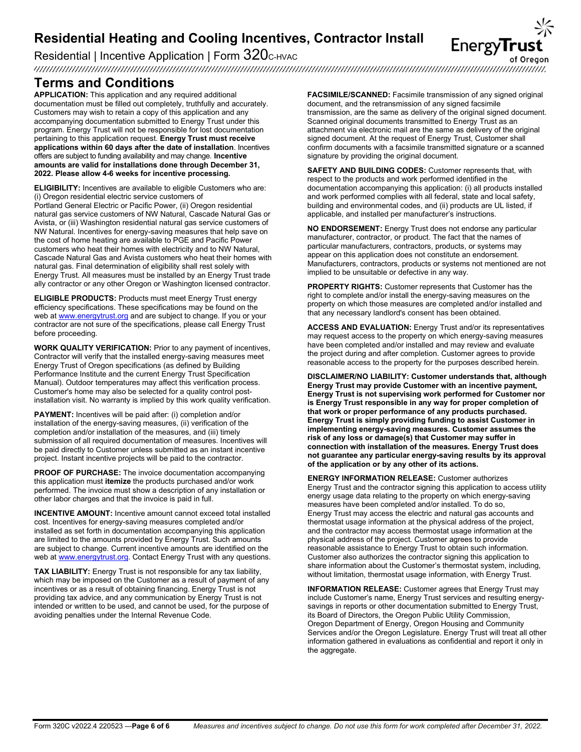# Residential Heating and Cooling Incentives, Contractor Install

Residential | Incentive Application | Form 320C-HVAC

## Terms and Conditions

**APPLICATION:** This application and any required additional documentation must be filled out completely, truthfully and accurately. Customers may wish to retain a copy of this application and any accompanying documentation submitted to Energy Trust under this program. Energy Trust will not be responsible for lost documentation pertaining to this application request. **Energy Trust must receive applications within 60 days after the date of installation**. Incentives offers are subject to funding availability and may change. **Incentive amounts are valid for installations done through December 31, 2022. Please allow 4-6 weeks for incentive processing.**

**ELIGIBILITY:** Incentives are available to eligible Customers who are: (i) Oregon residential electric service customers of Portland General Electric or Pacific Power, (ii) Oregon residential natural gas service customers of NW Natural, Cascade Natural Gas or Avista, or (iii) Washington residential natural gas service customers of NW Natural. Incentives for energy-saving measures that help save on the cost of home heating are available to PGE and Pacific Power customers who heat their homes with electricity and to NW Natural, Cascade Natural Gas and Avista customers who heat their homes with natural gas. Final determination of eligibility shall rest solely with Energy Trust. All measures must be installed by an Energy Trust trade ally contractor or any other Oregon or Washington licensed contractor.

**ELIGIBLE PRODUCTS:** Products must meet Energy Trust energy efficiency specifications. These specifications may be found on the web at www.energytrust.org and are subject to change. If you or your contractor are not sure of the specifications, please call Energy Trust before proceeding.

**WORK QUALITY VERIFICATION:** Prior to any payment of incentives, Contractor will verify that the installed energy-saving measures meet Energy Trust of Oregon specifications (as defined by Building Performance Institute and the current Energy Trust Specification Manual). Outdoor temperatures may affect this verification process. Customer's home may also be selected for a quality control post-installation visit. No warranty is implied by this work quality verification.

**PAYMENT:** Incentives will be paid after: (i) completion and/or installation of the energy-saving measures, (ii) verification of the completion and/or installation of the measures, and (iii) timely submission of all required documentation of measures. Incentives will be paid directly to Customer unless submitted as an instant incentive project. Instant incentive projects will be paid to the contractor.

**PROOF OF PURCHASE:** The invoice documentation accompanying this application must **itemize** the products purchased and/or work performed. The invoice must show a description of any installation or other labor charges and that the invoice is paid in full.

**INCENTIVE AMOUNT:** Incentive amount cannot exceed total installed cost. Incentives for energy-saving measures completed and/or installed as set forth in documentation accompanying this application are limited to the amounts provided by Energy Trust. Such amounts are subject to change. Current incentive amounts are identified on the web at www.energytrust.org. Contact Energy Trust with any questions.

**TAX LIABILITY:** Energy Trust is not responsible for any tax liability, which may be imposed on the Customer as a result of payment of any incentives or as a result of obtaining financing. Energy Trust is not providing tax advice, and any communication by Energy Trust is not intended or written to be used, and cannot be used, for the purpose of avoiding penalties under the Internal Revenue Code.

**FACSIMILE/SCANNED:** Facsimile transmission of any signed original document, and the retransmission of any signed facsimile transmission, are the same as delivery of the original signed document. Scanned original documents transmitted to Energy Trust as an attachment via electronic mail are the same as delivery of the original signed document. At the request of Energy Trust, Customer shall confirm documents with a facsimile transmitted signature or a scanned signature by providing the original document.

**SAFETY AND BUILDING CODES:** Customer represents that, with respect to the products and work performed identified in the documentation accompanying this application: (i) all products installed and work performed complies with all federal, state and local safety, building and environmental codes, and (ii) products are UL listed, if applicable, and installed per manufacturer's instructions.

**NO ENDORSEMENT:** Energy Trust does not endorse any particular manufacturer, contractor, or product. The fact that the names of particular manufacturers, contractors, products, or systems may appear on this application does not constitute an endorsement. Manufacturers, contractors, products or systems not mentioned are not implied to be unsuitable or defective in any way.

**PROPERTY RIGHTS:** Customer represents that Customer has the right to complete and/or install the energy-saving measures on the property on which those measures are completed and/or installed and that any necessary landlord's consent has been obtained.

**ACCESS AND EVALUATION:** Energy Trust and/or its representatives may request access to the property on which energy-saving measures have been completed and/or installed and may review and evaluate the project during and after completion. Customer agrees to provide reasonable access to the property for the purposes described herein.

**DISCLAIMER/NO LIABILITY: Customer understands that, although Energy Trust may provide Customer with an incentive payment, Energy Trust is not supervising work performed for Customer nor is Energy Trust responsible in any way for proper completion of that work or proper performance of any products purchased. Energy Trust is simply providing funding to assist Customer in implementing energy-saving measures. Customer assumes the risk of any loss or damage(s) that Customer may suffer in connection with installation of the measures. Energy Trust does not guarantee any particular energy-saving results by its approval of the application or by any other of its actions.**

**ENERGY INFORMATION RELEASE:** Customer authorizes Energy Trust and the contractor signing this application to access utility energy usage data relating to the property on which energy-saving measures have been completed and/or installed. To do so, Energy Trust may access the electric and natural gas accounts and thermostat usage information at the physical address of the project, and the contractor may access thermostat usage information at the physical address of the project. Customer agrees to provide reasonable assistance to Energy Trust to obtain such information. Customer also authorizes the contractor signing this application to share information about the Customer's thermostat system, including, without limitation, thermostat usage information, with Energy Trust.

**INFORMATION RELEASE:** Customer agrees that Energy Trust may include Customer's name, Energy Trust services and resulting energy-savings in reports or other documentation submitted to Energy Trust, its Board of Directors, the Oregon Public Utility Commission, Oregon Department of Energy, Oregon Housing and Community Services and/or the Oregon Legislature. Energy Trust will treat all other information gathered in evaluations as confidential and report it only in the aggregate.

*Measures and incentives subject to change. Do not use this form for work completed after December 31, 2022.*